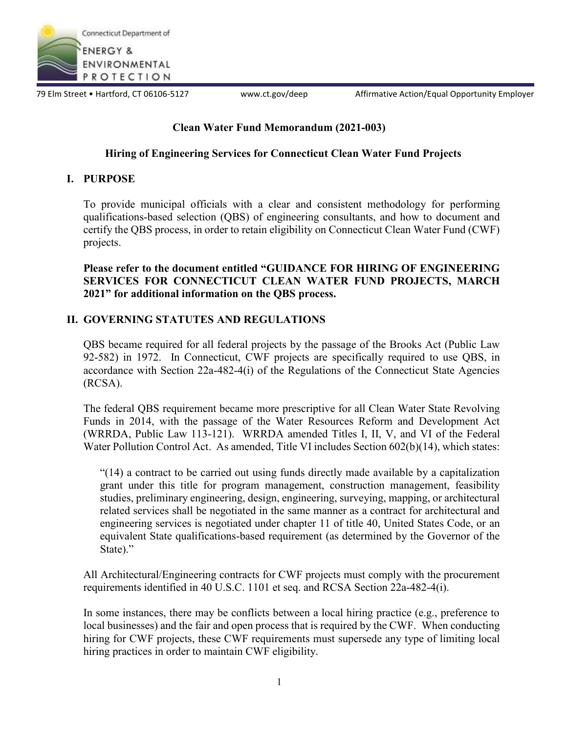Connecticut Department of ENERGY & ENVIRONMENTAL PROTECTION

79 Elm Street • Hartford, CT 06106-5127 www.ct.gov/deep Affirmative Action/Equal Opportunity Employer

# Clean Water Fund Memorandum (2021-003)

## Hiring of Engineering Services for Connecticut Clean Water Fund Projects

## I. PURPOSE

To provide municipal officials with a clear and consistent methodology for performing qualifications-based selection (QBS) of engineering consultants, and how to document and certify the QBS process, in order to retain eligibility on Connecticut Clean Water Fund (CWF) projects.

**Please refer to the document entitled "GUIDANCE FOR HIRING OF ENGINEERING SERVICES FOR CONNECTICUT CLEAN WATER FUND PROJECTS, MARCH 2021" for additional information on the QBS process.**

## II. GOVERNING STATUTES AND REGULATIONS

QBS became required for all federal projects by the passage of the Brooks Act (Public Law 92-582) in 1972. In Connecticut, CWF projects are specifically required to use QBS, in accordance with Section 22a-482-4(i) of the Regulations of the Connecticut State Agencies (RCSA).

The federal QBS requirement became more prescriptive for all Clean Water State Revolving Funds in 2014, with the passage of the Water Resources Reform and Development Act (WRRDA, Public Law 113-121). WRRDA amended Titles I, II, V, and VI of the Federal Water Pollution Control Act. As amended, Title VI includes Section 602(b)(14), which states:

> "(14) a contract to be carried out using funds directly made available by a capitalization grant under this title for program management, construction management, feasibility studies, preliminary engineering, design, engineering, surveying, mapping, or architectural related services shall be negotiated in the same manner as a contract for architectural and engineering services is negotiated under chapter 11 of title 40, United States Code, or an equivalent State qualifications-based requirement (as determined by the Governor of the State)."

All Architectural/Engineering contracts for CWF projects must comply with the procurement requirements identified in 40 U.S.C. 1101 et seq. and RCSA Section 22a-482-4(i).

In some instances, there may be conflicts between a local hiring practice (e.g., preference to local businesses) and the fair and open process that is required by the CWF. When conducting hiring for CWF projects, these CWF requirements must supersede any type of limiting local hiring practices in order to maintain CWF eligibility.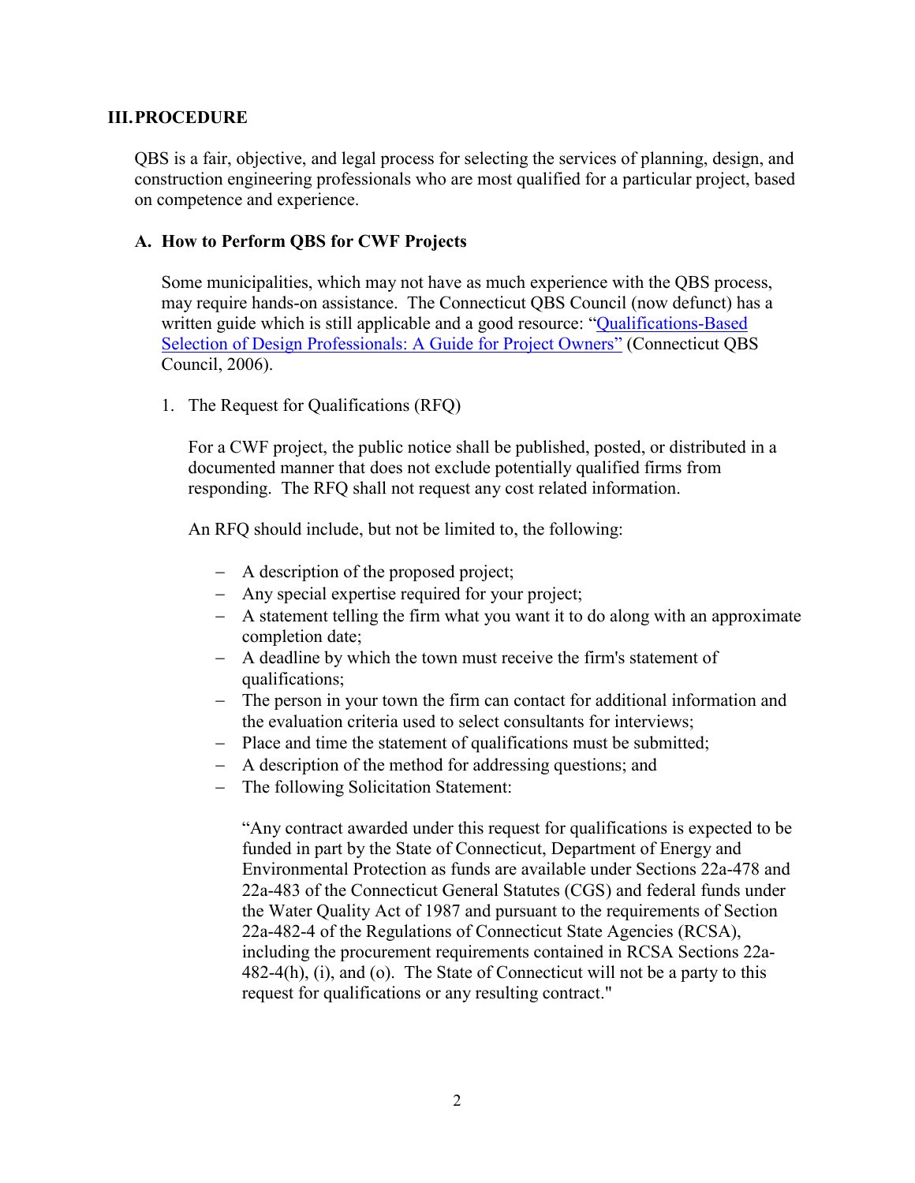## III. PROCEDURE

QBS is a fair, objective, and legal process for selecting the services of planning, design, and construction engineering professionals who are most qualified for a particular project, based on competence and experience.

### A. How to Perform QBS for CWF Projects

Some municipalities, which may not have as much experience with the QBS process, may require hands-on assistance. The Connecticut QBS Council (now defunct) has a written guide which is still applicable and a good resource: "Qualifications-Based Selection of Design Professionals: A Guide for Project Owners" (Connecticut QBS Council, 2006).

1. The Request for Qualifications (RFQ)

   For a CWF project, the public notice shall be published, posted, or distributed in a documented manner that does not exclude potentially qualified firms from responding. The RFQ shall not request any cost related information.

   An RFQ should include, but not be limited to, the following:

   - A description of the proposed project;
   - Any special expertise required for your project;
   - A statement telling the firm what you want it to do along with an approximate completion date;
   - A deadline by which the town must receive the firm's statement of qualifications;
   - The person in your town the firm can contact for additional information and the evaluation criteria used to select consultants for interviews;
   - Place and time the statement of qualifications must be submitted;
   - A description of the method for addressing questions; and
   - The following Solicitation Statement:

     "Any contract awarded under this request for qualifications is expected to be funded in part by the State of Connecticut, Department of Energy and Environmental Protection as funds are available under Sections 22a-478 and 22a-483 of the Connecticut General Statutes (CGS) and federal funds under the Water Quality Act of 1987 and pursuant to the requirements of Section 22a-482-4 of the Regulations of Connecticut State Agencies (RCSA), including the procurement requirements contained in RCSA Sections 22a-482-4(h), (i), and (o). The State of Connecticut will not be a party to this request for qualifications or any resulting contract."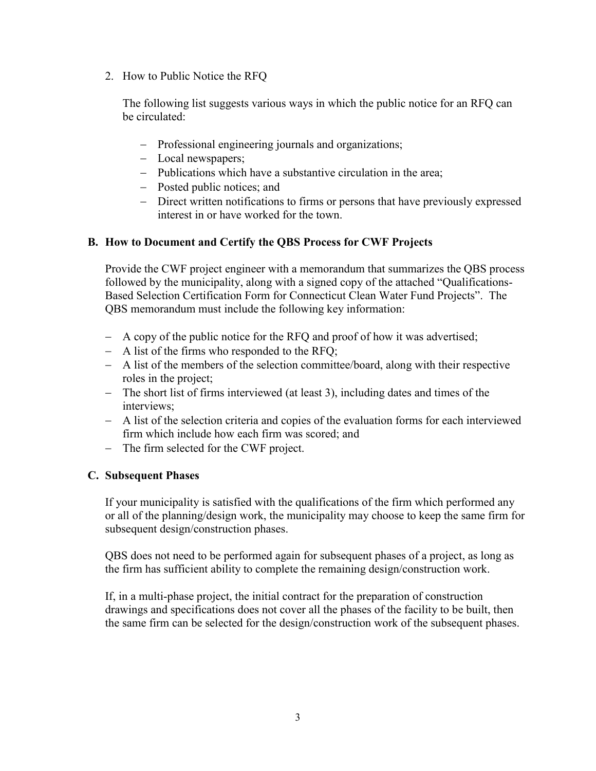2. How to Public Notice the RFQ

   The following list suggests various ways in which the public notice for an RFQ can be circulated:

   - Professional engineering journals and organizations;
   - Local newspapers;
   - Publications which have a substantive circulation in the area;
   - Posted public notices; and
   - Direct written notifications to firms or persons that have previously expressed interest in or have worked for the town.

### B. How to Document and Certify the QBS Process for CWF Projects

Provide the CWF project engineer with a memorandum that summarizes the QBS process followed by the municipality, along with a signed copy of the attached "Qualifications-Based Selection Certification Form for Connecticut Clean Water Fund Projects". The QBS memorandum must include the following key information:

- A copy of the public notice for the RFQ and proof of how it was advertised;
- A list of the firms who responded to the RFQ;
- A list of the members of the selection committee/board, along with their respective roles in the project;
- The short list of firms interviewed (at least 3), including dates and times of the interviews;
- A list of the selection criteria and copies of the evaluation forms for each interviewed firm which include how each firm was scored; and
- The firm selected for the CWF project.

### C. Subsequent Phases

If your municipality is satisfied with the qualifications of the firm which performed any or all of the planning/design work, the municipality may choose to keep the same firm for subsequent design/construction phases.

QBS does not need to be performed again for subsequent phases of a project, as long as the firm has sufficient ability to complete the remaining design/construction work.

If, in a multi-phase project, the initial contract for the preparation of construction drawings and specifications does not cover all the phases of the facility to be built, then the same firm can be selected for the design/construction work of the subsequent phases.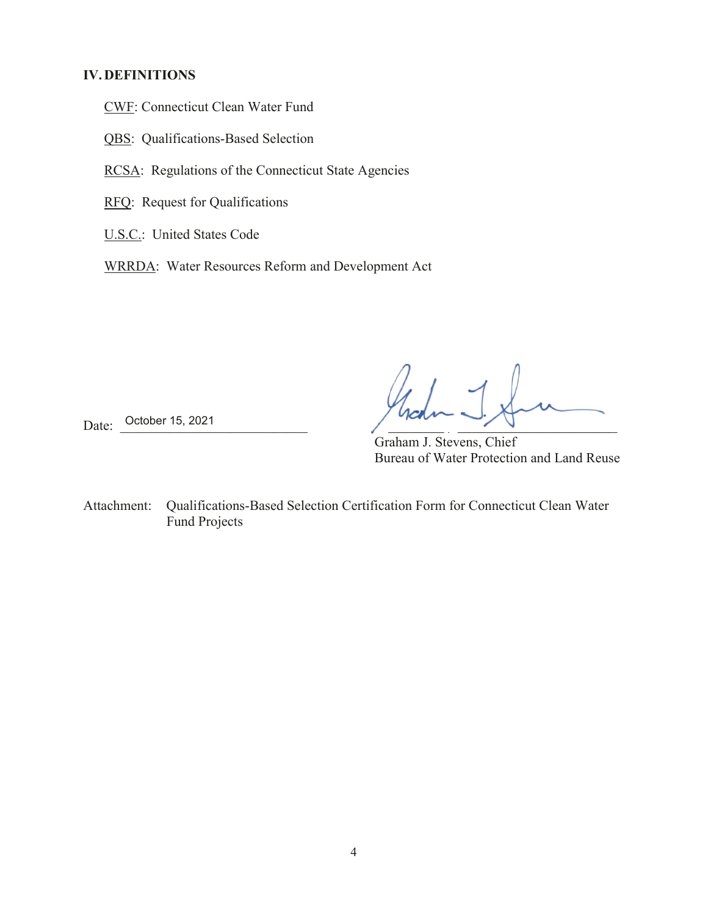## IV. DEFINITIONS

CWF: Connecticut Clean Water Fund

QBS: Qualifications-Based Selection

RCSA: Regulations of the Connecticut State Agencies

RFQ: Request for Qualifications

U.S.C.: United States Code

WRRDA: Water Resources Reform and Development Act

Date: October 15, 2021

Graham J. Stevens, Chief
Bureau of Water Protection and Land Reuse

Attachment: Qualifications-Based Selection Certification Form for Connecticut Clean Water Fund Projects